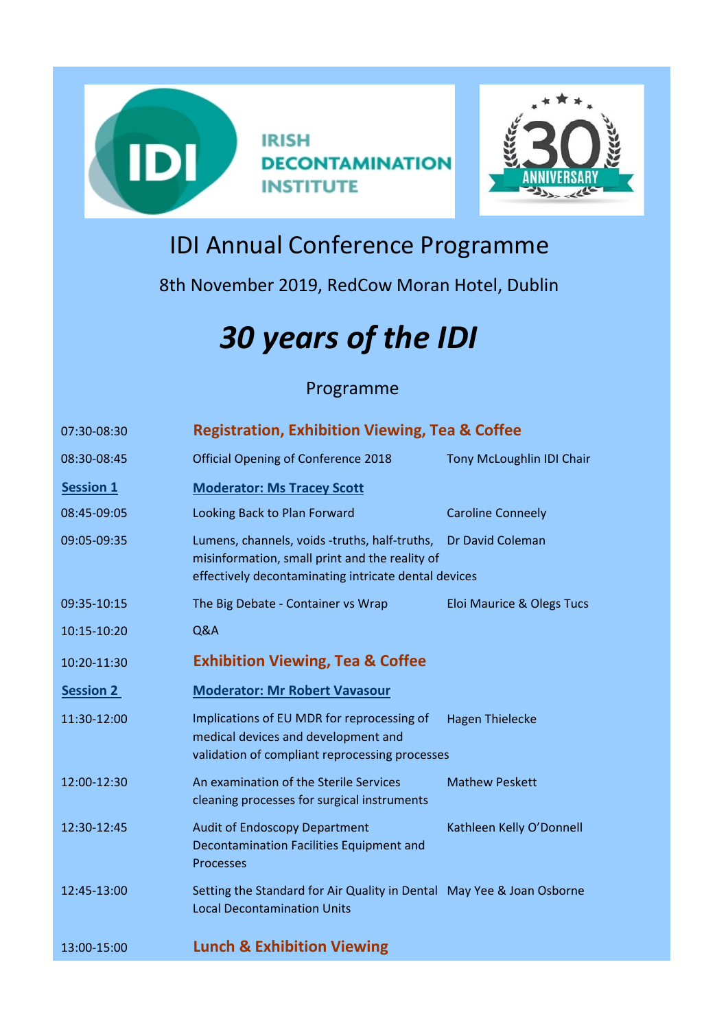IRISH DECONTAMINATION INSTITUTE

30 ANNIVERSARY

# IDI Annual Conference Programme

8th November 2019, RedCow Moran Hotel, Dublin

# *30 years of the IDI*

## Programme

| | | |
|---|---|---|
| 07:30-08:30 | **Registration, Exhibition Viewing, Tea & Coffee** | |
| 08:30-08:45 | Official Opening of Conference 2018 | Tony McLoughlin IDI Chair |
| **Session 1** | **Moderator: Ms Tracey Scott** | |
| 08:45-09:05 | Looking Back to Plan Forward | Caroline Conneely |
| 09:05-09:35 | Lumens, channels, voids -truths, half-truths, misinformation, small print and the reality of effectively decontaminating intricate dental devices | Dr David Coleman |
| 09:35-10:15 | The Big Debate - Container vs Wrap | Eloi Maurice & Olegs Tucs |
| 10:15-10:20 | Q&A | |
| 10:20-11:30 | **Exhibition Viewing, Tea & Coffee** | |
| **Session 2** | **Moderator: Mr Robert Vavasour** | |
| 11:30-12:00 | Implications of EU MDR for reprocessing of medical devices and development and validation of compliant reprocessing processes | Hagen Thielecke |
| 12:00-12:30 | An examination of the Sterile Services cleaning processes for surgical instruments | Mathew Peskett |
| 12:30-12:45 | Audit of Endoscopy Department Decontamination Facilities Equipment and Processes | Kathleen Kelly O'Donnell |
| 12:45-13:00 | Setting the Standard for Air Quality in Dental Local Decontamination Units | May Yee & Joan Osborne |
| 13:00-15:00 | **Lunch & Exhibition Viewing** | |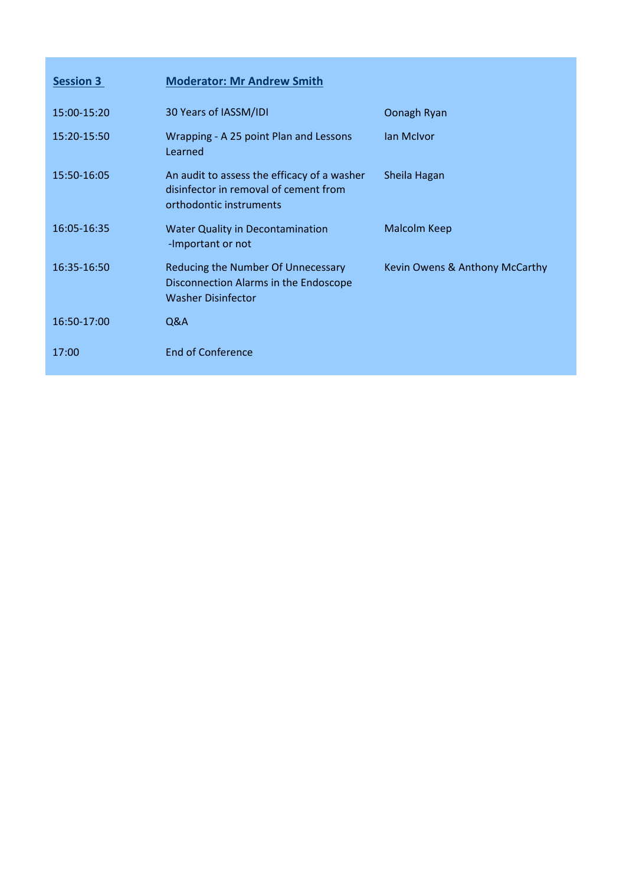| Session 3 | Moderator: Mr Andrew Smith | |
|---|---|---|
| 15:00-15:20 | 30 Years of IASSM/IDI | Oonagh Ryan |
| 15:20-15:50 | Wrapping - A 25 point Plan and Lessons Learned | Ian McIvor |
| 15:50-16:05 | An audit to assess the efficacy of a washer disinfector in removal of cement from orthodontic instruments | Sheila Hagan |
| 16:05-16:35 | Water Quality in Decontamination -Important or not | Malcolm Keep |
| 16:35-16:50 | Reducing the Number Of Unnecessary Disconnection Alarms in the Endoscope Washer Disinfector | Kevin Owens & Anthony McCarthy |
| 16:50-17:00 | Q&A | |
| 17:00 | End of Conference | |